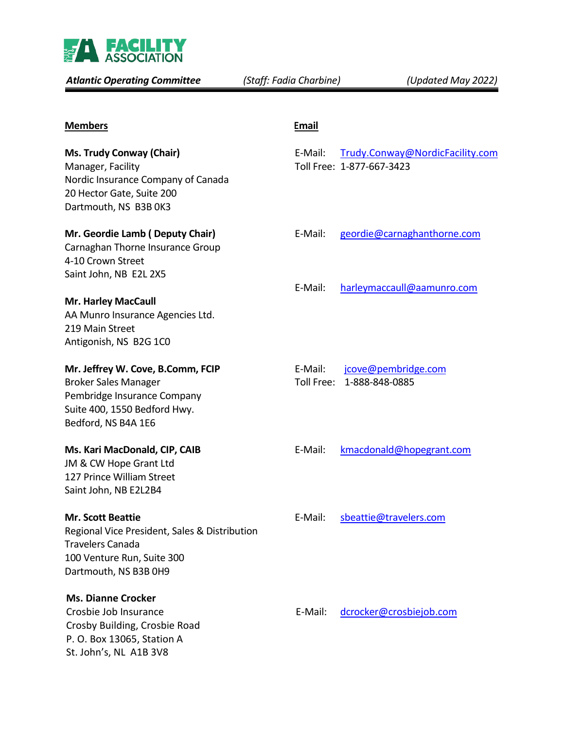**Atlantic Operating Committee** *(Staff: Fadia Charbine)* *(Updated May 2022)*

| Members | Email |
|---|---|
| **Ms. Trudy Conway (Chair)**<br>Manager, Facility<br>Nordic Insurance Company of Canada<br>20 Hector Gate, Suite 200<br>Dartmouth, NS B3B 0K3 | E-Mail: Trudy.Conway@NordicFacility.com<br>Toll Free: 1-877-667-3423 |
| **Mr. Geordie Lamb ( Deputy Chair)**<br>Carnaghan Thorne Insurance Group<br>4-10 Crown Street<br>Saint John, NB E2L 2X5 | E-Mail: geordie@carnaghanthorne.com |
| **Mr. Harley MacCaull**<br>AA Munro Insurance Agencies Ltd.<br>219 Main Street<br>Antigonish, NS B2G 1C0 | E-Mail: harleymaccaull@aamunro.com |
| **Mr. Jeffrey W. Cove, B.Comm, FCIP**<br>Broker Sales Manager<br>Pembridge Insurance Company<br>Suite 400, 1550 Bedford Hwy.<br>Bedford, NS B4A 1E6 | E-Mail: jcove@pembridge.com<br>Toll Free: 1-888-848-0885 |
| **Ms. Kari MacDonald, CIP, CAIB**<br>JM & CW Hope Grant Ltd<br>127 Prince William Street<br>Saint John, NB E2L2B4 | E-Mail: kmacdonald@hopegrant.com |
| **Mr. Scott Beattie**<br>Regional Vice President, Sales & Distribution<br>Travelers Canada<br>100 Venture Run, Suite 300<br>Dartmouth, NS B3B 0H9 | E-Mail: sbeattie@travelers.com |
| **Ms. Dianne Crocker**<br>Crosbie Job Insurance<br>Crosby Building, Crosbie Road<br>P. O. Box 13065, Station A<br>St. John's, NL A1B 3V8 | E-Mail: dcrocker@crosbiejob.com |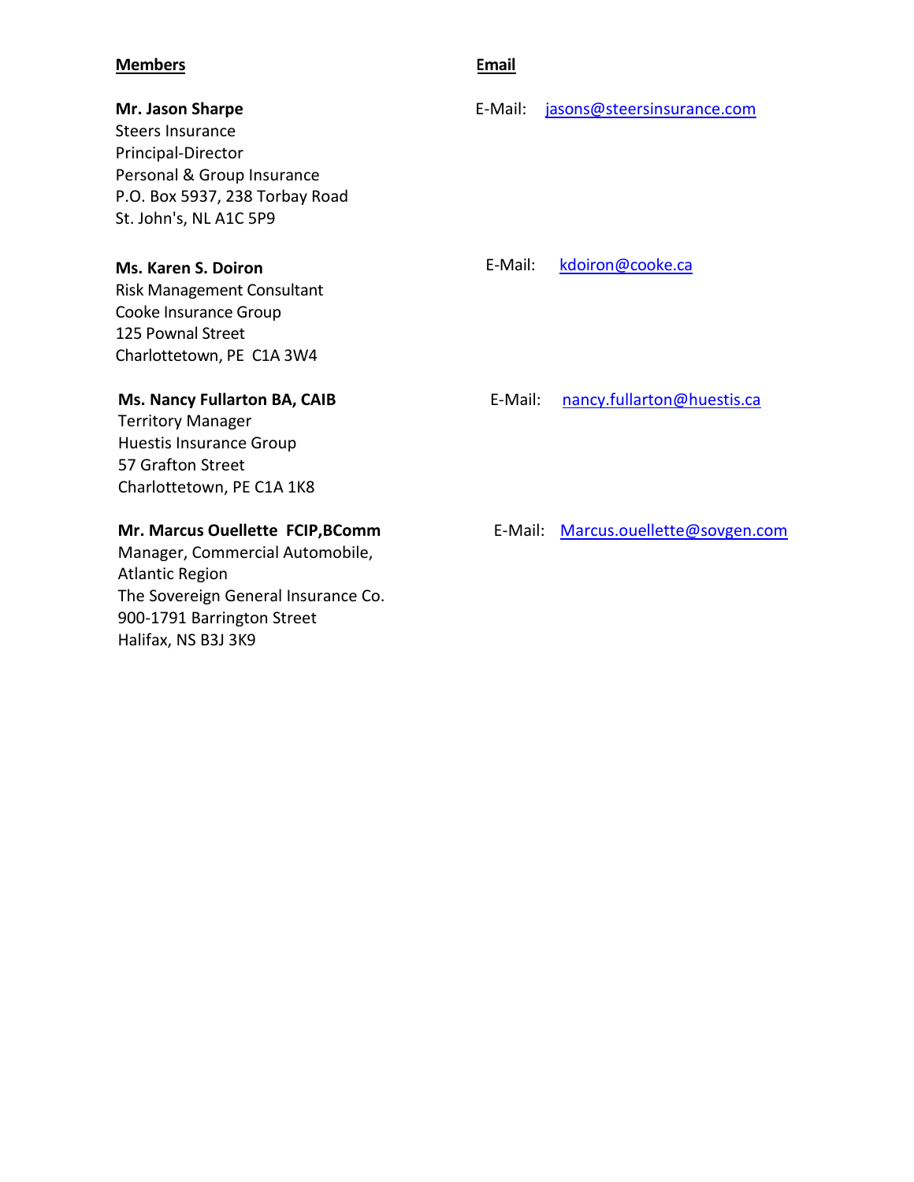| Members | Email |
| --- | --- |
| **Mr. Jason Sharpe**<br>Steers Insurance<br>Principal-Director<br>Personal & Group Insurance<br>P.O. Box 5937, 238 Torbay Road<br>St. John's, NL A1C 5P9 | E-Mail: jasons@steersinsurance.com |
| **Ms. Karen S. Doiron**<br>Risk Management Consultant<br>Cooke Insurance Group<br>125 Pownal Street<br>Charlottetown, PE C1A 3W4 | E-Mail: kdoiron@cooke.ca |
| **Ms. Nancy Fullarton BA, CAIB**<br>Territory Manager<br>Huestis Insurance Group<br>57 Grafton Street<br>Charlottetown, PE C1A 1K8 | E-Mail: nancy.fullarton@huestis.ca |
| **Mr. Marcus Ouellette FCIP,BComm**<br>Manager, Commercial Automobile,<br>Atlantic Region<br>The Sovereign General Insurance Co.<br>900-1791 Barrington Street<br>Halifax, NS B3J 3K9 | E-Mail: Marcus.ouellette@sovgen.com |